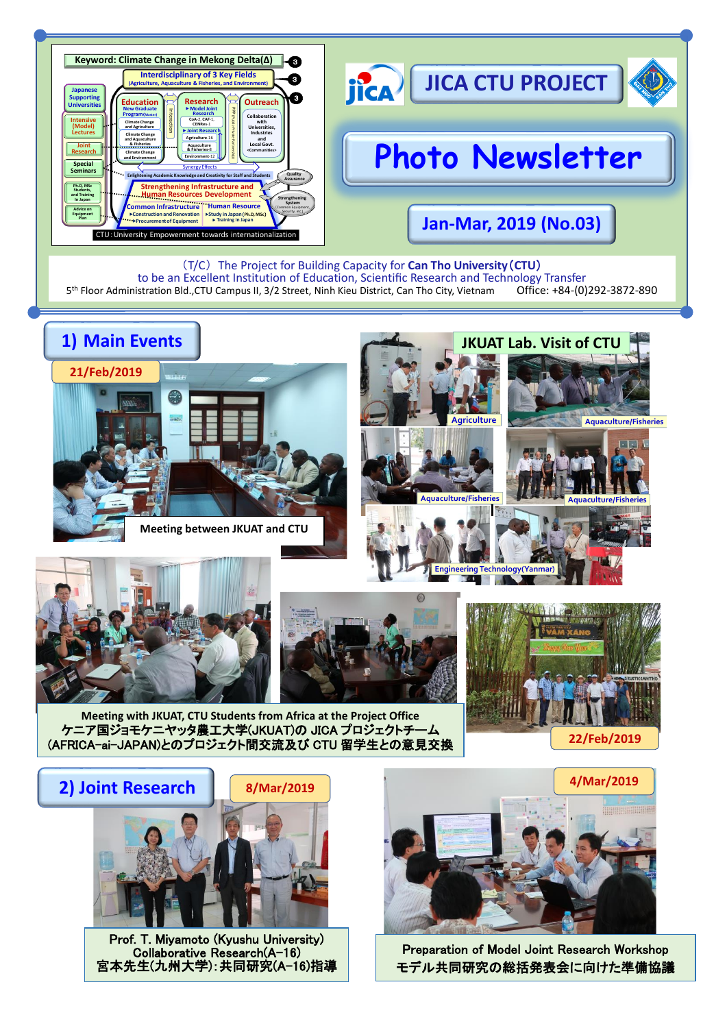# JICA CTU PROJECT

# Photo Newsletter

## Jan-Mar, 2019 (No.03)

Keyword: Climate Change in Mekong Delta(Δ)

Interdisciplinary of 3 Key Fields (Agriculture, Aquaculture & Fisheries, and Environment)

CTU: University Empowerment towards internationalization

(T/C) The Project for Building Capacity for **Can Tho University (CTU)** to be an Excellent Institution of Education, Scientific Research and Technology Transfer

5th Floor Administration Bld.,CTU Campus II, 3/2 Street, Ninh Kieu District, Can Tho City, Vietnam Office: +84-(0)292-3872-890

## 1) Main Events

**21/Feb/2019**

Meeting between JKUAT and CTU

**JKUAT Lab. Visit of CTU**

Agriculture

Aquaculture/Fisheries

Aquaculture/Fisheries

Aquaculture/Fisheries

Engineering Technology(Yanmar)

Meeting with JKUAT, CTU Students from Africa at the Project Office
ケニア国ジョモケニヤッタ農工大学(JKUAT)の JICA プロジェクトチーム
(AFRICA-ai-JAPAN)とのプロジェクト間交流及び CTU 留学生との意見交換

**22/Feb/2019**

## 2) Joint Research

**8/Mar/2019**

Prof. T. Miyamoto (Kyushu University)
Collaborative Research(A-16)
宮本先生(九州大学):共同研究(A-16)指導

**4/Mar/2019**

Preparation of Model Joint Research Workshop
モデル共同研究の総括発表会に向けた準備協議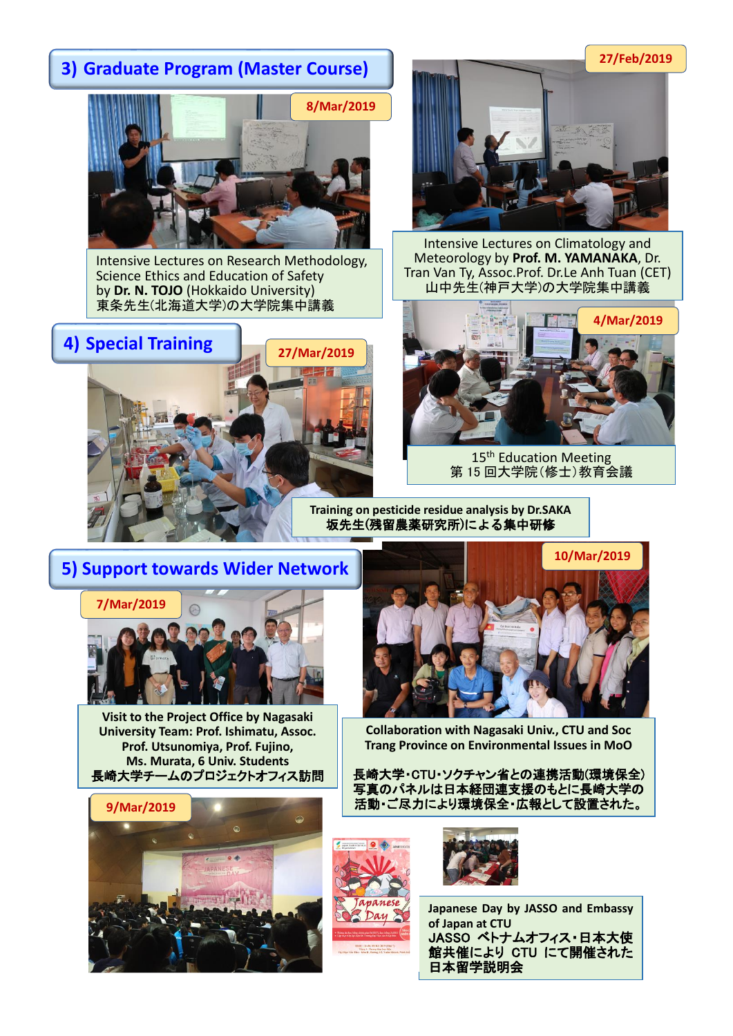## 3) Graduate Program (Master Course)

8/Mar/2019

Intensive Lectures on Research Methodology, Science Ethics and Education of Safety by **Dr. N. TOJO** (Hokkaido University)
東条先生(北海道大学)の大学院集中講義

27/Feb/2019

Intensive Lectures on Climatology and Meteorology by **Prof. M. YAMANAKA**, Dr. Tran Van Ty, Assoc.Prof. Dr.Le Anh Tuan (CET)
山中先生(神戸大学)の大学院集中講義

4/Mar/2019

15th Education Meeting
第 15 回大学院(修士)教育会議

## 4) Special Training

27/Mar/2019

**Training on pesticide residue analysis by Dr.SAKA**
**坂先生(残留農薬研究所)による集中研修**

## 5) Support towards Wider Network

7/Mar/2019

**Visit to the Project Office by Nagasaki University Team: Prof. Ishimatu, Assoc. Prof. Utsunomiya, Prof. Fujino, Ms. Murata, 6 Univ. Students**
**長崎大学チームのプロジェクトオフィス訪問**

10/Mar/2019

**Collaboration with Nagasaki Univ., CTU and Soc Trang Province on Environmental Issues in MoO**

**長崎大学･CTU･ソクチャン省との連携活動(環境保全)**
**写真のパネルは日本経団連支援のもとに長崎大学の活動･ご尽力により環境保全･広報として設置された。**

9/Mar/2019

**Japanese Day by JASSO and Embassy of Japan at CTU**
**JASSO ベトナムオフィス･日本大使館共催により CTU にて開催された日本留学説明会**